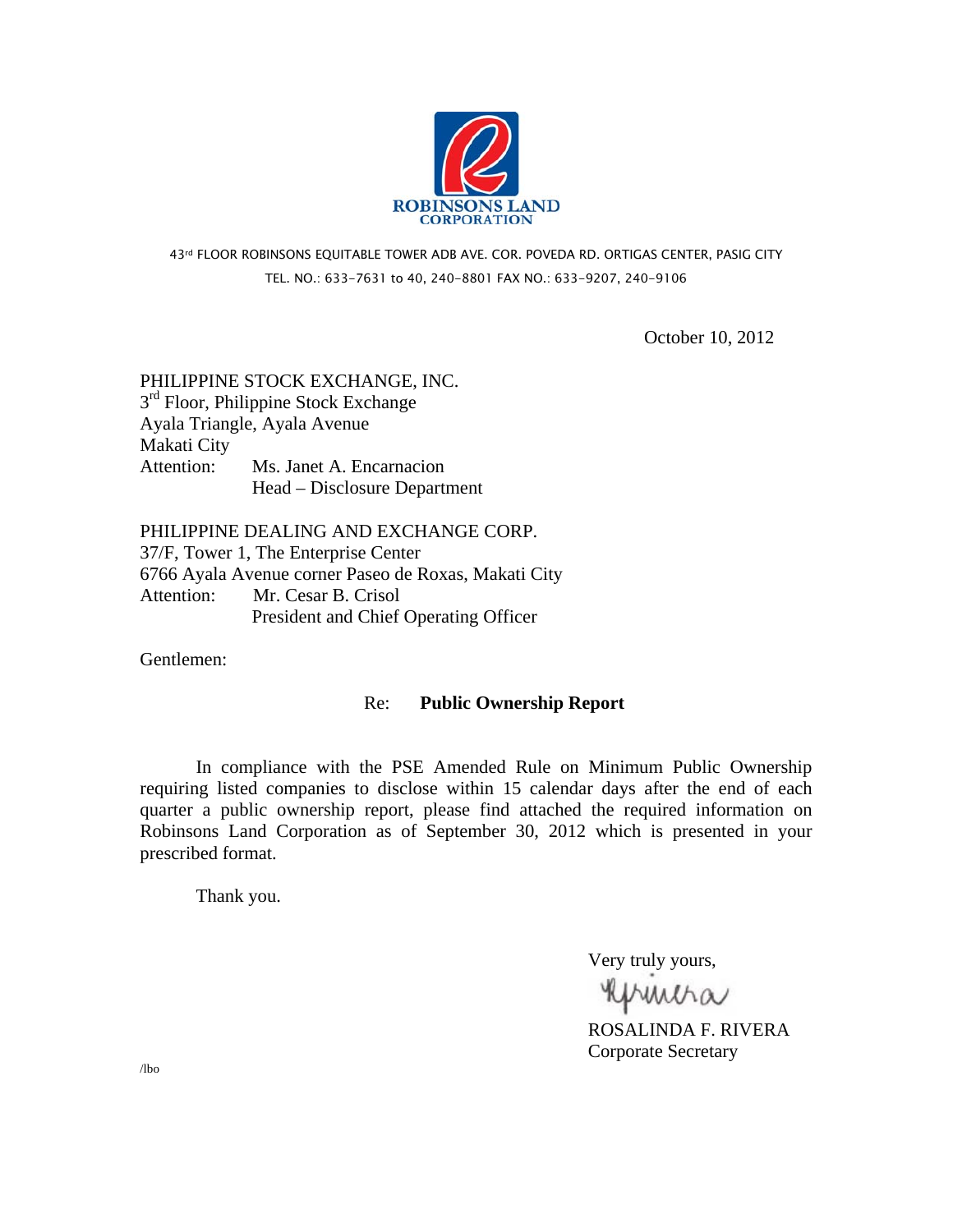ROBINSONS LAND CORPORATION

43[rd] FLOOR ROBINSONS EQUITABLE TOWER ADB AVE. COR. POVEDA RD. ORTIGAS CENTER, PASIG CITY
TEL. NO.: 633-7631 to 40, 240-8801 FAX NO.: 633-9207, 240-9106

October 10, 2012

PHILIPPINE STOCK EXCHANGE, INC.
3[rd] Floor, Philippine Stock Exchange
Ayala Triangle, Ayala Avenue
Makati City
Attention: Ms. Janet A. Encarnacion
Head – Disclosure Department

PHILIPPINE DEALING AND EXCHANGE CORP.
37/F, Tower 1, The Enterprise Center
6766 Ayala Avenue corner Paseo de Roxas, Makati City
Attention: Mr. Cesar B. Crisol
President and Chief Operating Officer

Gentlemen:

Re: **Public Ownership Report**

In compliance with the PSE Amended Rule on Minimum Public Ownership requiring listed companies to disclose within 15 calendar days after the end of each quarter a public ownership report, please find attached the required information on Robinsons Land Corporation as of September 30, 2012 which is presented in your prescribed format.

Thank you.

Very truly yours,

ROSALINDA F. RIVERA
Corporate Secretary

/lbo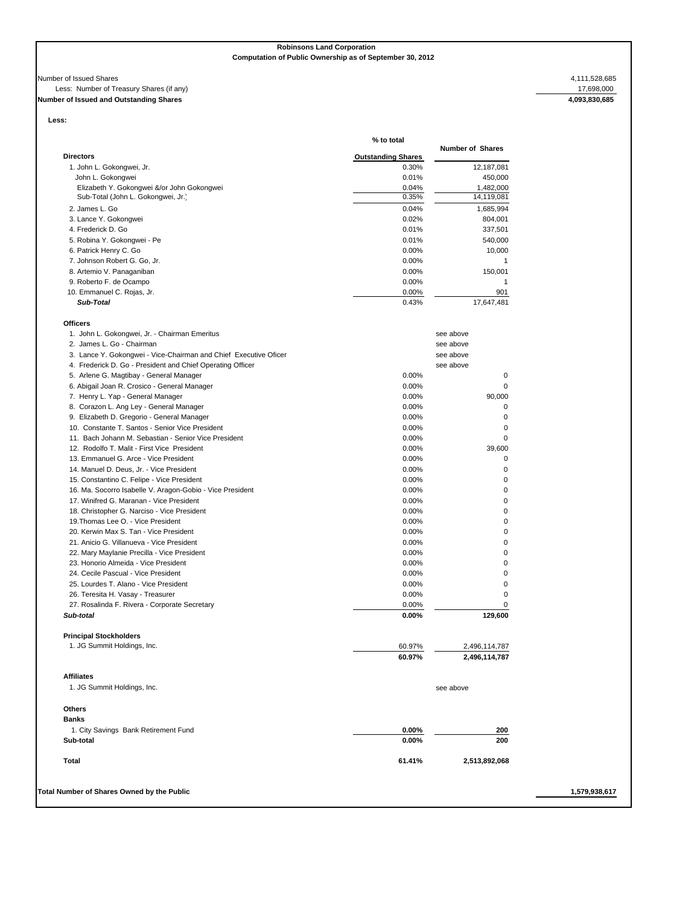# Robinsons Land Corporation

## Computation of Public Ownership as of September 30, 2012

| | |
|---|---|
| Number of Issued Shares | 4,111,528,685 |
| Less: Number of Treasury Shares (if any) | 17,698,000 |
| **Number of Issued and Outstanding Shares** | **4,093,830,685** |

**Less:**

| | % to total Outstanding Shares | Number of Shares |
|---|---|---|
| **Directors** | | |
| 1. John L. Gokongwei, Jr. | 0.30% | 12,187,081 |
| John L. Gokongwei | 0.01% | 450,000 |
| Elizabeth Y. Gokongwei &/or John Gokongwei | 0.04% | 1,482,000 |
| Sub-Total (John L. Gokongwei, Jr.) | 0.35% | 14,119,081 |
| 2. James L. Go | 0.04% | 1,685,994 |
| 3. Lance Y. Gokongwei | 0.02% | 804,001 |
| 4. Frederick D. Go | 0.01% | 337,501 |
| 5. Robina Y. Gokongwei - Pe | 0.01% | 540,000 |
| 6. Patrick Henry C. Go | 0.00% | 10,000 |
| 7. Johnson Robert G. Go, Jr. | 0.00% | 1 |
| 8. Artemio V. Panaganiban | 0.00% | 150,001 |
| 9. Roberto F. de Ocampo | 0.00% | 1 |
| 10. Emmanuel C. Rojas, Jr. | 0.00% | 901 |
| ***Sub-Total*** | 0.43% | 17,647,481 |
| **Officers** | | |
| 1. John L. Gokongwei, Jr. - Chairman Emeritus | | see above |
| 2. James L. Go - Chairman | | see above |
| 3. Lance Y. Gokongwei - Vice-Chairman and Chief Executive Oficer | | see above |
| 4. Frederick D. Go - President and Chief Operating Officer | | see above |
| 5. Arlene G. Magtibay - General Manager | 0.00% | 0 |
| 6. Abigail Joan R. Crosico - General Manager | 0.00% | 0 |
| 7. Henry L. Yap - General Manager | 0.00% | 90,000 |
| 8. Corazon L. Ang Ley - General Manager | 0.00% | 0 |
| 9. Elizabeth D. Gregorio - General Manager | 0.00% | 0 |
| 10. Constante T. Santos - Senior Vice President | 0.00% | 0 |
| 11. Bach Johann M. Sebastian - Senior Vice President | 0.00% | 0 |
| 12. Rodolfo T. Malit - First Vice President | 0.00% | 39,600 |
| 13. Emmanuel G. Arce - Vice President | 0.00% | 0 |
| 14. Manuel D. Deus, Jr. - Vice President | 0.00% | 0 |
| 15. Constantino C. Felipe - Vice President | 0.00% | 0 |
| 16. Ma. Socorro Isabelle V. Aragon-Gobio - Vice President | 0.00% | 0 |
| 17. Winifred G. Maranan - Vice President | 0.00% | 0 |
| 18. Christopher G. Narciso - Vice President | 0.00% | 0 |
| 19. Thomas Lee O. - Vice President | 0.00% | 0 |
| 20. Kerwin Max S. Tan - Vice President | 0.00% | 0 |
| 21. Anicio G. Villanueva - Vice President | 0.00% | 0 |
| 22. Mary Maylanie Precilla - Vice President | 0.00% | 0 |
| 23. Honorio Almeida - Vice President | 0.00% | 0 |
| 24. Cecile Pascual - Vice President | 0.00% | 0 |
| 25. Lourdes T. Alano - Vice President | 0.00% | 0 |
| 26. Teresita H. Vasay - Treasurer | 0.00% | 0 |
| 27. Rosalinda F. Rivera - Corporate Secretary | 0.00% | 0 |
| ***Sub-total*** | **0.00%** | **129,600** |
| **Principal Stockholders** | | |
| 1. JG Summit Holdings, Inc. | 60.97% | 2,496,114,787 |
| | **60.97%** | **2,496,114,787** |
| **Affiliates** | | |
| 1. JG Summit Holdings, Inc. | | see above |
| **Others** | | |
| **Banks** | | |
| 1. City Savings Bank Retirement Fund | **0.00%** | **200** |
| **Sub-total** | **0.00%** | **200** |
| **Total** | **61.41%** | **2,513,892,068** |

| | |
|---|---|
| **Total Number of Shares Owned by the Public** | **1,579,938,617** |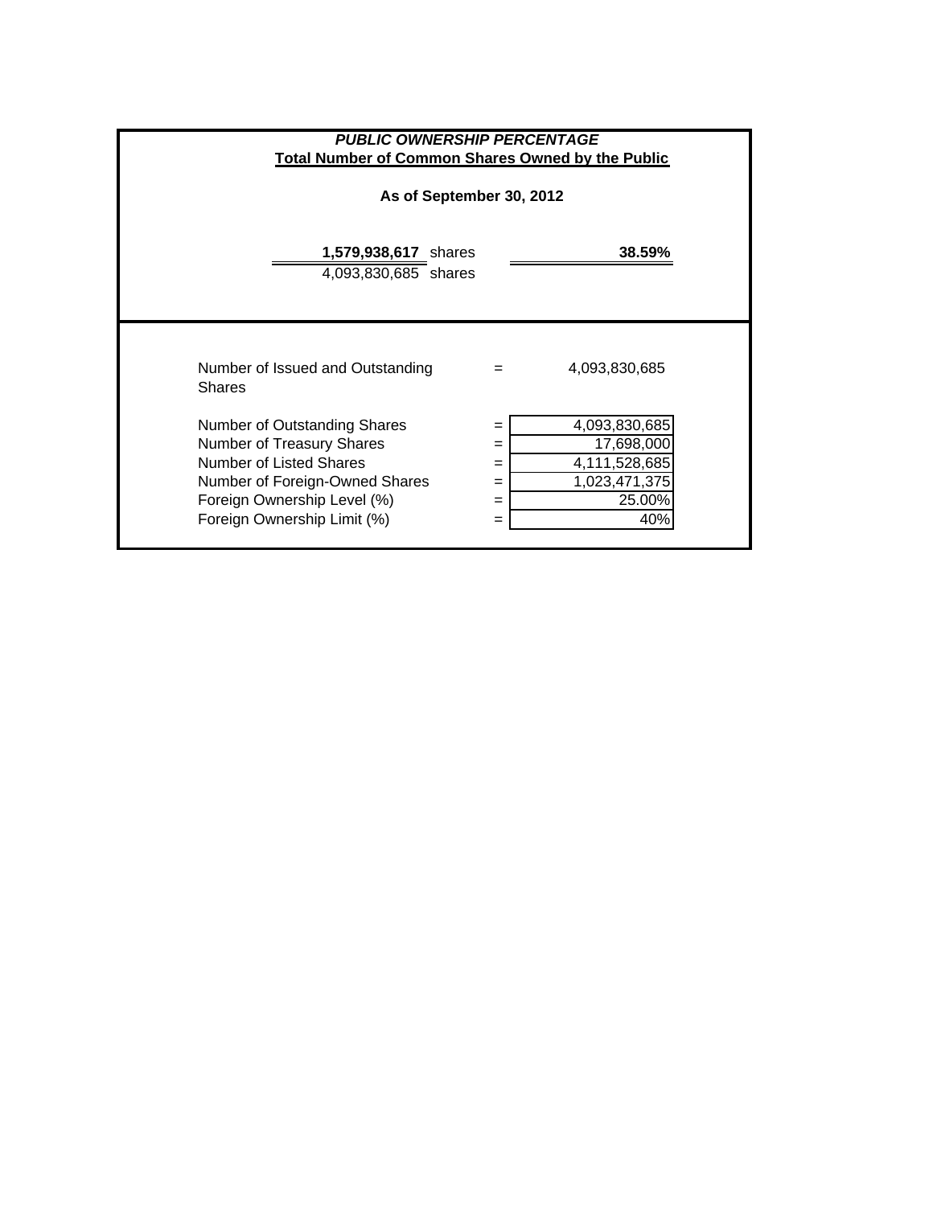***PUBLIC OWNERSHIP PERCENTAGE***

**Total Number of Common Shares Owned by the Public**

**As of September 30, 2012**

| | | |
|---|---|---|
| **1,579,938,617** shares | | **38.59%** |
| 4,093,830,685 shares | | |

| | | |
|---|---|---|
| Number of Issued and Outstanding Shares | = | 4,093,830,685 |
| Number of Outstanding Shares | = | 4,093,830,685 |
| Number of Treasury Shares | = | 17,698,000 |
| Number of Listed Shares | = | 4,111,528,685 |
| Number of Foreign-Owned Shares | = | 1,023,471,375 |
| Foreign Ownership Level (%) | = | 25.00% |
| Foreign Ownership Limit (%) | = | 40% |